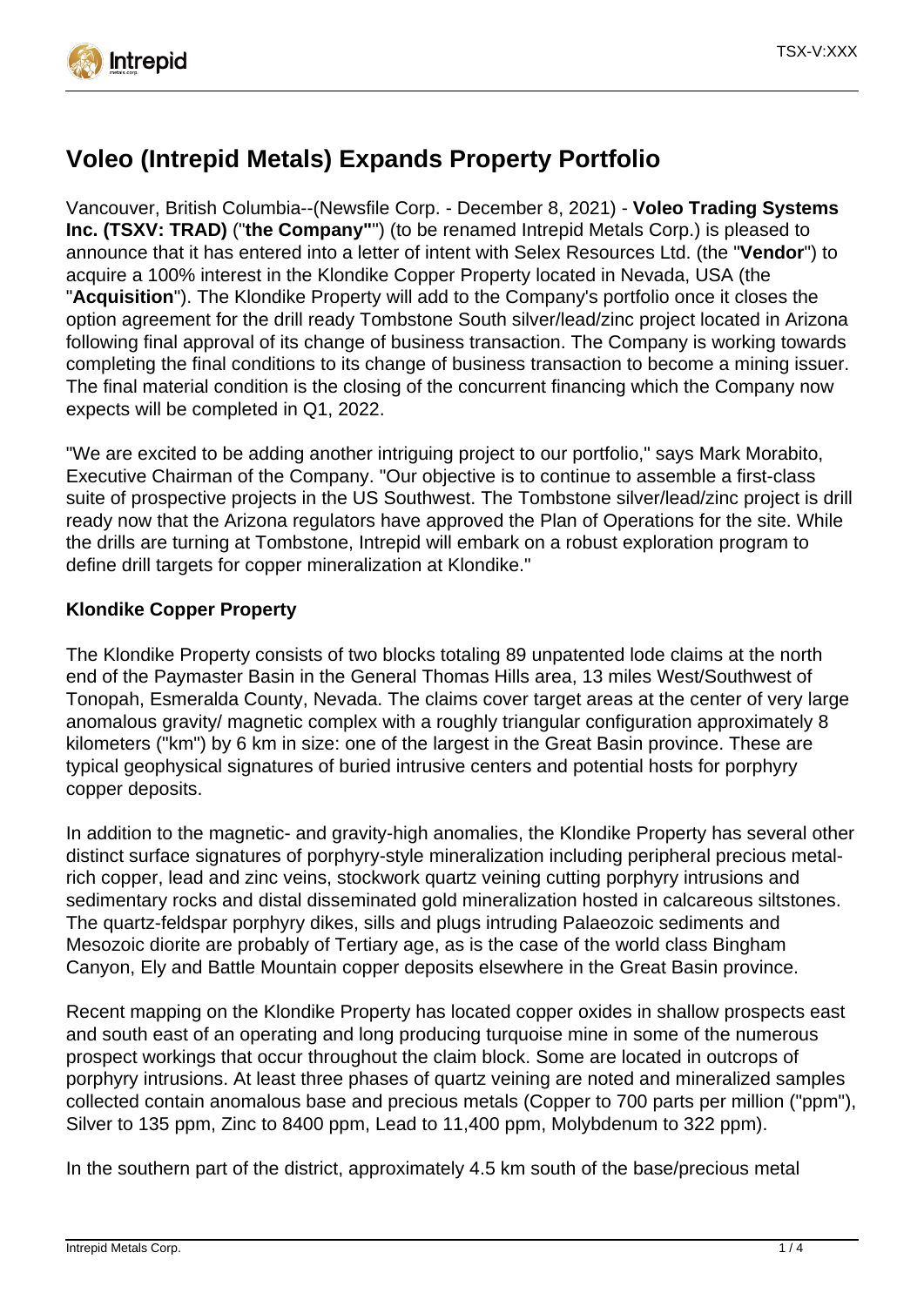# Voleo (Intrepid Metals) Expands Property Portfolio

Vancouver, British Columbia--(Newsfile Corp. - December 8, 2021) - **Voleo Trading Systems Inc. (TSXV: TRAD)** ("**the Company"**") (to be renamed Intrepid Metals Corp.) is pleased to announce that it has entered into a letter of intent with Selex Resources Ltd. (the "**Vendor**") to acquire a 100% interest in the Klondike Copper Property located in Nevada, USA (the "**Acquisition**"). The Klondike Property will add to the Company's portfolio once it closes the option agreement for the drill ready Tombstone South silver/lead/zinc project located in Arizona following final approval of its change of business transaction. The Company is working towards completing the final conditions to its change of business transaction to become a mining issuer. The final material condition is the closing of the concurrent financing which the Company now expects will be completed in Q1, 2022.

"We are excited to be adding another intriguing project to our portfolio," says Mark Morabito, Executive Chairman of the Company. "Our objective is to continue to assemble a first-class suite of prospective projects in the US Southwest. The Tombstone silver/lead/zinc project is drill ready now that the Arizona regulators have approved the Plan of Operations for the site. While the drills are turning at Tombstone, Intrepid will embark on a robust exploration program to define drill targets for copper mineralization at Klondike."

**Klondike Copper Property**

The Klondike Property consists of two blocks totaling 89 unpatented lode claims at the north end of the Paymaster Basin in the General Thomas Hills area, 13 miles West/Southwest of Tonopah, Esmeralda County, Nevada. The claims cover target areas at the center of very large anomalous gravity/ magnetic complex with a roughly triangular configuration approximately 8 kilometers ("km") by 6 km in size: one of the largest in the Great Basin province. These are typical geophysical signatures of buried intrusive centers and potential hosts for porphyry copper deposits.

In addition to the magnetic- and gravity-high anomalies, the Klondike Property has several other distinct surface signatures of porphyry-style mineralization including peripheral precious metal-rich copper, lead and zinc veins, stockwork quartz veining cutting porphyry intrusions and sedimentary rocks and distal disseminated gold mineralization hosted in calcareous siltstones. The quartz-feldspar porphyry dikes, sills and plugs intruding Palaeozoic sediments and Mesozoic diorite are probably of Tertiary age, as is the case of the world class Bingham Canyon, Ely and Battle Mountain copper deposits elsewhere in the Great Basin province.

Recent mapping on the Klondike Property has located copper oxides in shallow prospects east and south east of an operating and long producing turquoise mine in some of the numerous prospect workings that occur throughout the claim block. Some are located in outcrops of porphyry intrusions. At least three phases of quartz veining are noted and mineralized samples collected contain anomalous base and precious metals (Copper to 700 parts per million ("ppm"), Silver to 135 ppm, Zinc to 8400 ppm, Lead to 11,400 ppm, Molybdenum to 322 ppm).

In the southern part of the district, approximately 4.5 km south of the base/precious metal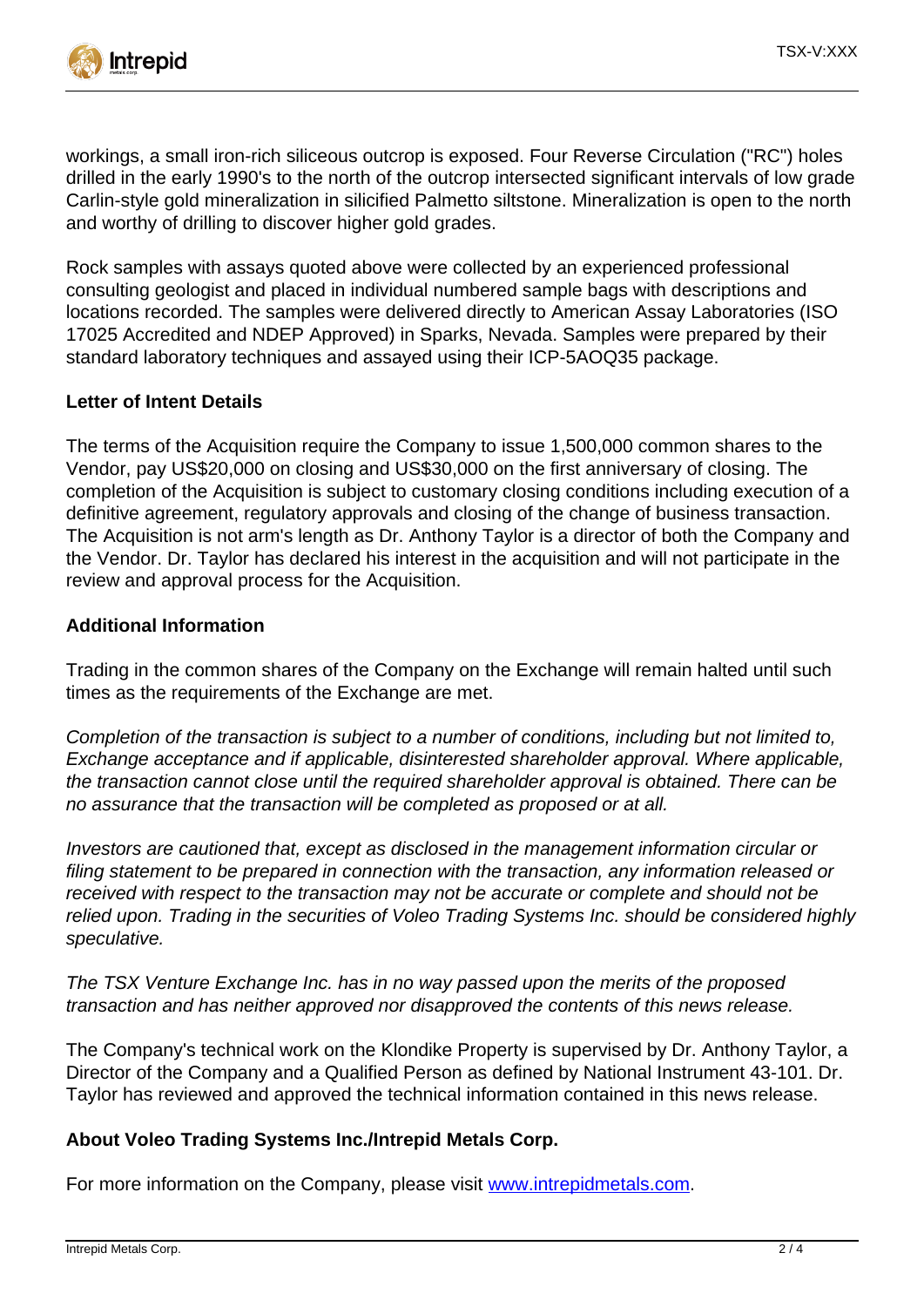workings, a small iron-rich siliceous outcrop is exposed. Four Reverse Circulation ("RC") holes drilled in the early 1990's to the north of the outcrop intersected significant intervals of low grade Carlin-style gold mineralization in silicified Palmetto siltstone. Mineralization is open to the north and worthy of drilling to discover higher gold grades.

Rock samples with assays quoted above were collected by an experienced professional consulting geologist and placed in individual numbered sample bags with descriptions and locations recorded. The samples were delivered directly to American Assay Laboratories (ISO 17025 Accredited and NDEP Approved) in Sparks, Nevada. Samples were prepared by their standard laboratory techniques and assayed using their ICP-5AOQ35 package.

**Letter of Intent Details**

The terms of the Acquisition require the Company to issue 1,500,000 common shares to the Vendor, pay US$20,000 on closing and US$30,000 on the first anniversary of closing. The completion of the Acquisition is subject to customary closing conditions including execution of a definitive agreement, regulatory approvals and closing of the change of business transaction. The Acquisition is not arm's length as Dr. Anthony Taylor is a director of both the Company and the Vendor. Dr. Taylor has declared his interest in the acquisition and will not participate in the review and approval process for the Acquisition.

**Additional Information**

Trading in the common shares of the Company on the Exchange will remain halted until such times as the requirements of the Exchange are met.

*Completion of the transaction is subject to a number of conditions, including but not limited to, Exchange acceptance and if applicable, disinterested shareholder approval. Where applicable, the transaction cannot close until the required shareholder approval is obtained. There can be no assurance that the transaction will be completed as proposed or at all.*

*Investors are cautioned that, except as disclosed in the management information circular or filing statement to be prepared in connection with the transaction, any information released or received with respect to the transaction may not be accurate or complete and should not be relied upon. Trading in the securities of Voleo Trading Systems Inc. should be considered highly speculative.*

*The TSX Venture Exchange Inc. has in no way passed upon the merits of the proposed transaction and has neither approved nor disapproved the contents of this news release.*

The Company's technical work on the Klondike Property is supervised by Dr. Anthony Taylor, a Director of the Company and a Qualified Person as defined by National Instrument 43-101. Dr. Taylor has reviewed and approved the technical information contained in this news release.

**About Voleo Trading Systems Inc./Intrepid Metals Corp.**

For more information on the Company, please visit [www.intrepidmetals.com](http://www.intrepidmetals.com).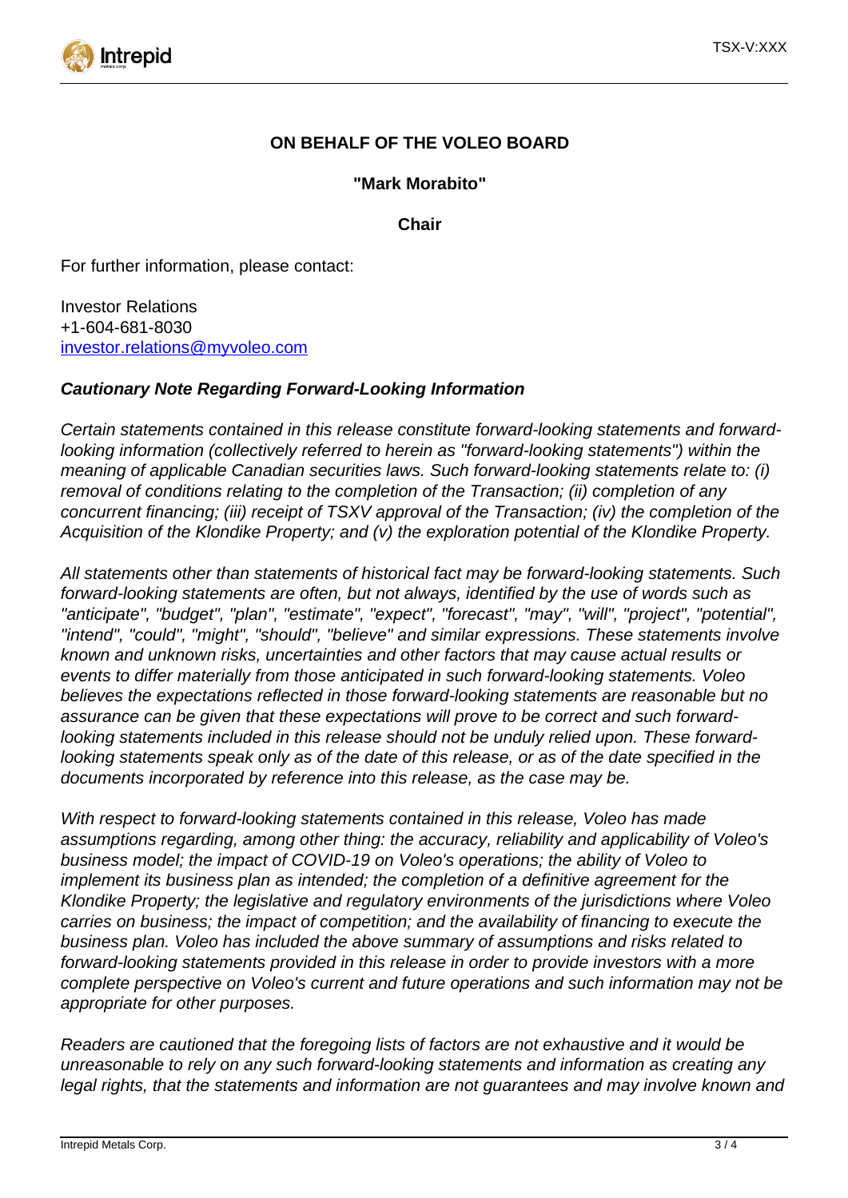**ON BEHALF OF THE VOLEO BOARD**

**"Mark Morabito"**

**Chair**

For further information, please contact:

Investor Relations
+1-604-681-8030
[investor.relations@myvoleo.com](mailto:investor.relations@myvoleo.com)

***Cautionary Note Regarding Forward-Looking Information***

*Certain statements contained in this release constitute forward-looking statements and forward-looking information (collectively referred to herein as "forward-looking statements") within the meaning of applicable Canadian securities laws. Such forward-looking statements relate to: (i) removal of conditions relating to the completion of the Transaction; (ii) completion of any concurrent financing; (iii) receipt of TSXV approval of the Transaction; (iv) the completion of the Acquisition of the Klondike Property; and (v) the exploration potential of the Klondike Property.*

*All statements other than statements of historical fact may be forward-looking statements. Such forward-looking statements are often, but not always, identified by the use of words such as "anticipate", "budget", "plan", "estimate", "expect", "forecast", "may", "will", "project", "potential", "intend", "could", "might", "should", "believe" and similar expressions. These statements involve known and unknown risks, uncertainties and other factors that may cause actual results or events to differ materially from those anticipated in such forward-looking statements. Voleo believes the expectations reflected in those forward-looking statements are reasonable but no assurance can be given that these expectations will prove to be correct and such forward-looking statements included in this release should not be unduly relied upon. These forward-looking statements speak only as of the date of this release, or as of the date specified in the documents incorporated by reference into this release, as the case may be.*

*With respect to forward-looking statements contained in this release, Voleo has made assumptions regarding, among other thing: the accuracy, reliability and applicability of Voleo's business model; the impact of COVID-19 on Voleo's operations; the ability of Voleo to implement its business plan as intended; the completion of a definitive agreement for the Klondike Property; the legislative and regulatory environments of the jurisdictions where Voleo carries on business; the impact of competition; and the availability of financing to execute the business plan. Voleo has included the above summary of assumptions and risks related to forward-looking statements provided in this release in order to provide investors with a more complete perspective on Voleo's current and future operations and such information may not be appropriate for other purposes.*

*Readers are cautioned that the foregoing lists of factors are not exhaustive and it would be unreasonable to rely on any such forward-looking statements and information as creating any legal rights, that the statements and information are not guarantees and may involve known and*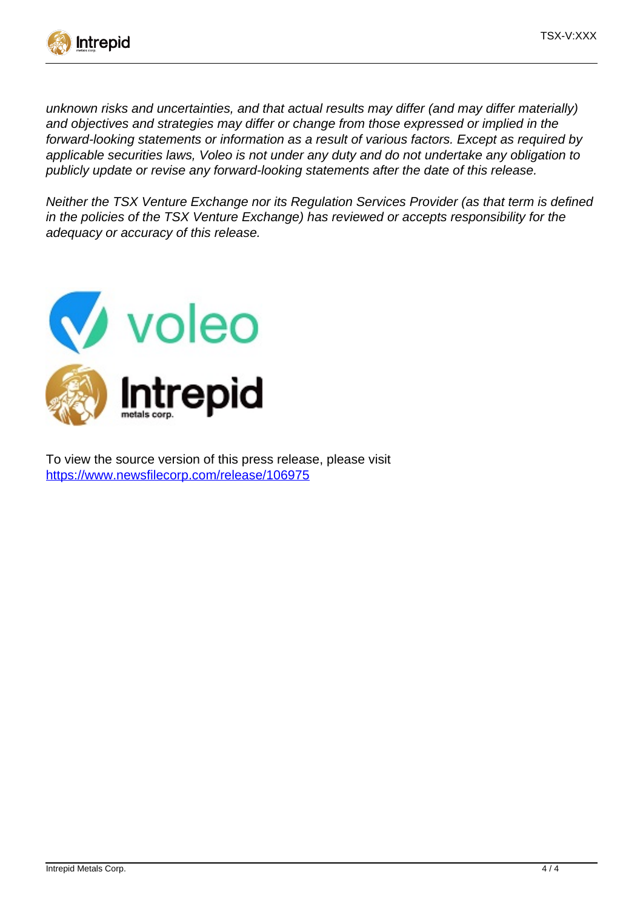*unknown risks and uncertainties, and that actual results may differ (and may differ materially) and objectives and strategies may differ or change from those expressed or implied in the forward-looking statements or information as a result of various factors. Except as required by applicable securities laws, Voleo is not under any duty and do not undertake any obligation to publicly update or revise any forward-looking statements after the date of this release.*

*Neither the TSX Venture Exchange nor its Regulation Services Provider (as that term is defined in the policies of the TSX Venture Exchange) has reviewed or accepts responsibility for the adequacy or accuracy of this release.*

To view the source version of this press release, please visit https://www.newsfilecorp.com/release/106975